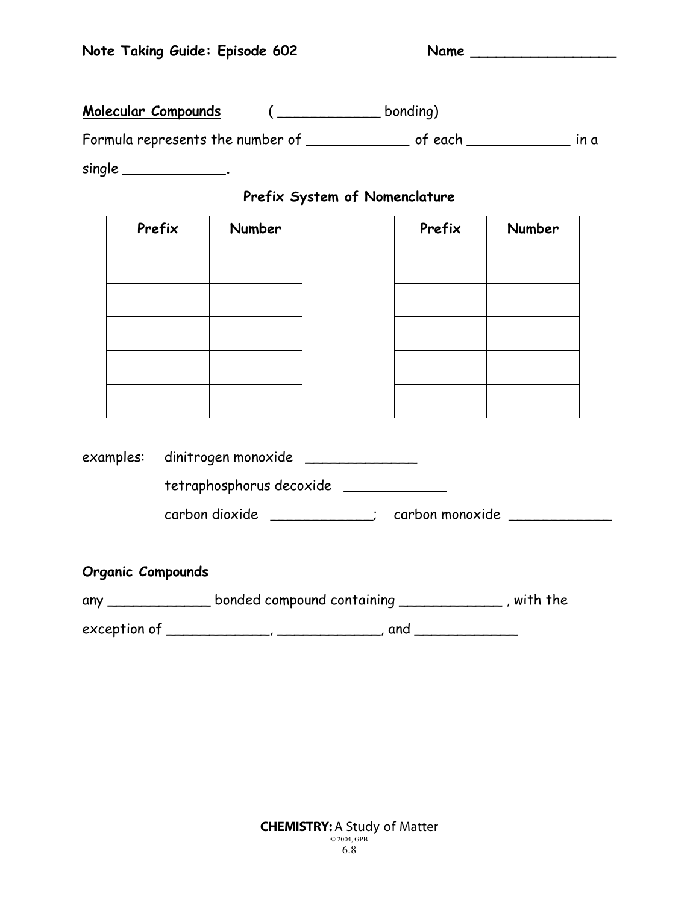**Note Taking Guide: Episode 602** **Name ________________**

**<u>Molecular Compounds</u>** ( ____________ bonding)

Formula represents the number of ____________ of each ____________ in a single ____________.

### Prefix System of Nomenclature

| Prefix | Number |
|---|---|
| | |
| | |
| | |
| | |
| | |

| Prefix | Number |
|---|---|
| | |
| | |
| | |
| | |
| | |

examples: dinitrogen monoxide _____________

tetraphosphorus decoxide ____________

carbon dioxide ____________; carbon monoxide ____________

**<u>Organic Compounds</u>**

any ____________ bonded compound containing ____________ , with the exception of ____________, ____________, and ____________

**CHEMISTRY:** A Study of Matter
© 2004, GPB
6.8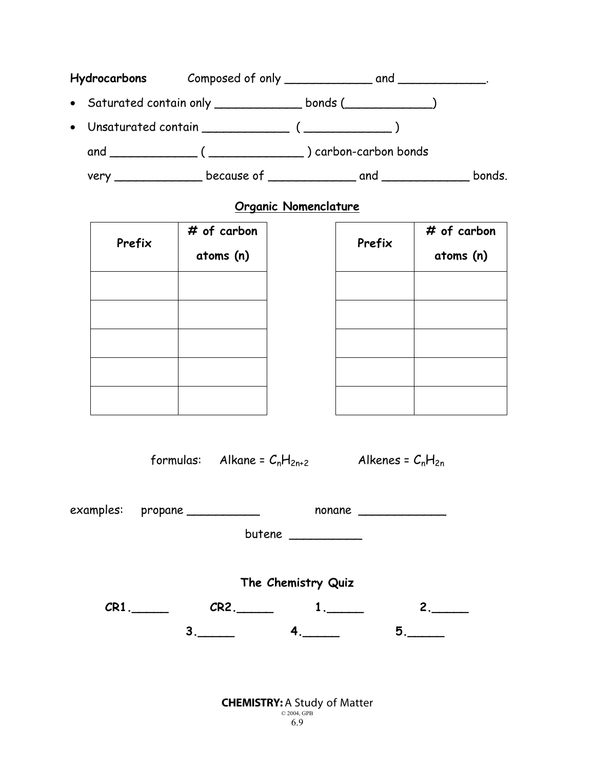**Hydrocarbons** Composed of only ____________ and ____________.

- Saturated contain only ____________ bonds (____________)
- Unsaturated contain ____________ ( ____________ )

  and ____________ ( _____________ ) carbon-carbon bonds

  very ____________ because of ____________ and ____________ bonds.

## Organic Nomenclature

| Prefix | # of carbon atoms (n) |
|---|---|
| | |
| | |
| | |
| | |
| | |

| Prefix | # of carbon atoms (n) |
|---|---|
| | |
| | |
| | |
| | |
| | |

formulas: Alkane = $C_nH_{2n+2}$ Alkenes = $C_nH_{2n}$

examples: propane __________ nonane ____________

butene __________

### The Chemistry Quiz

**CR1.\_\_\_\_\_** **CR2.\_\_\_\_\_** **1.\_\_\_\_\_** **2.\_\_\_\_\_**

**3.\_\_\_\_\_** **4.\_\_\_\_\_** **5.\_\_\_\_\_**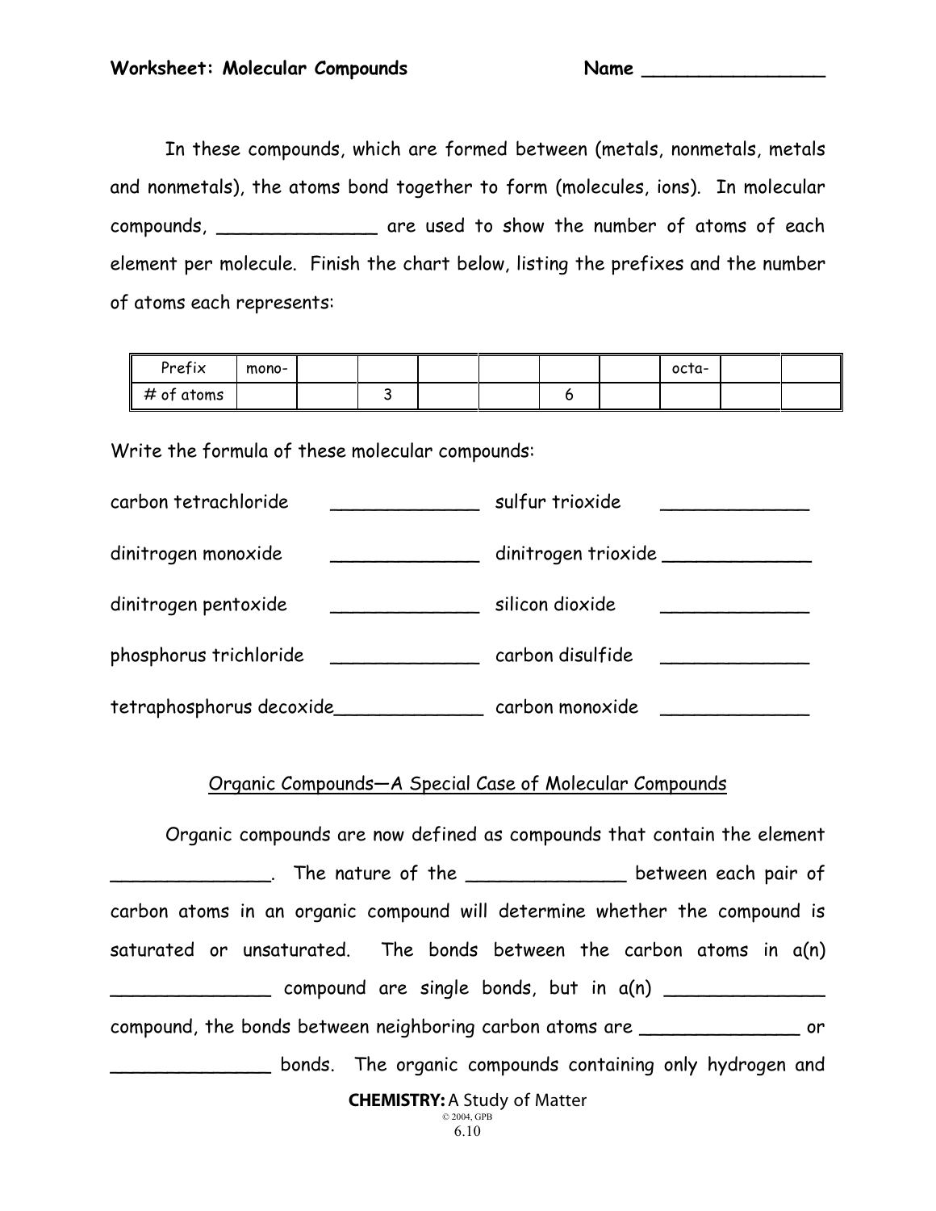**Worksheet: Molecular Compounds** **Name** ________________

In these compounds, which are formed between (metals, nonmetals, metals and nonmetals), the atoms bond together to form (molecules, ions). In molecular compounds, ______________ are used to show the number of atoms of each element per molecule. Finish the chart below, listing the prefixes and the number of atoms each represents:

| Prefix | mono- | | | | | | | octa- | | |
|---|---|---|---|---|---|---|---|---|---|---|
| # of atoms | | | 3 | | | 6 | | | | |

Write the formula of these molecular compounds:

| | | | |
|---|---|---|---|
| carbon tetrachloride | _____________ | sulfur trioxide | _____________ |
| dinitrogen monoxide | _____________ | dinitrogen trioxide | _____________ |
| dinitrogen pentoxide | _____________ | silicon dioxide | _____________ |
| phosphorus trichloride | _____________ | carbon disulfide | _____________ |
| tetraphosphorus decoxide | _____________ | carbon monoxide | _____________ |

<u>Organic Compounds—A Special Case of Molecular Compounds</u>

Organic compounds are now defined as compounds that contain the element ______________. The nature of the ______________ between each pair of carbon atoms in an organic compound will determine whether the compound is saturated or unsaturated. The bonds between the carbon atoms in a(n) ______________ compound are single bonds, but in a(n) ______________ compound, the bonds between neighboring carbon atoms are ______________ or ______________ bonds. The organic compounds containing only hydrogen and

**CHEMISTRY:** A Study of Matter
© 2004, GPB
6.10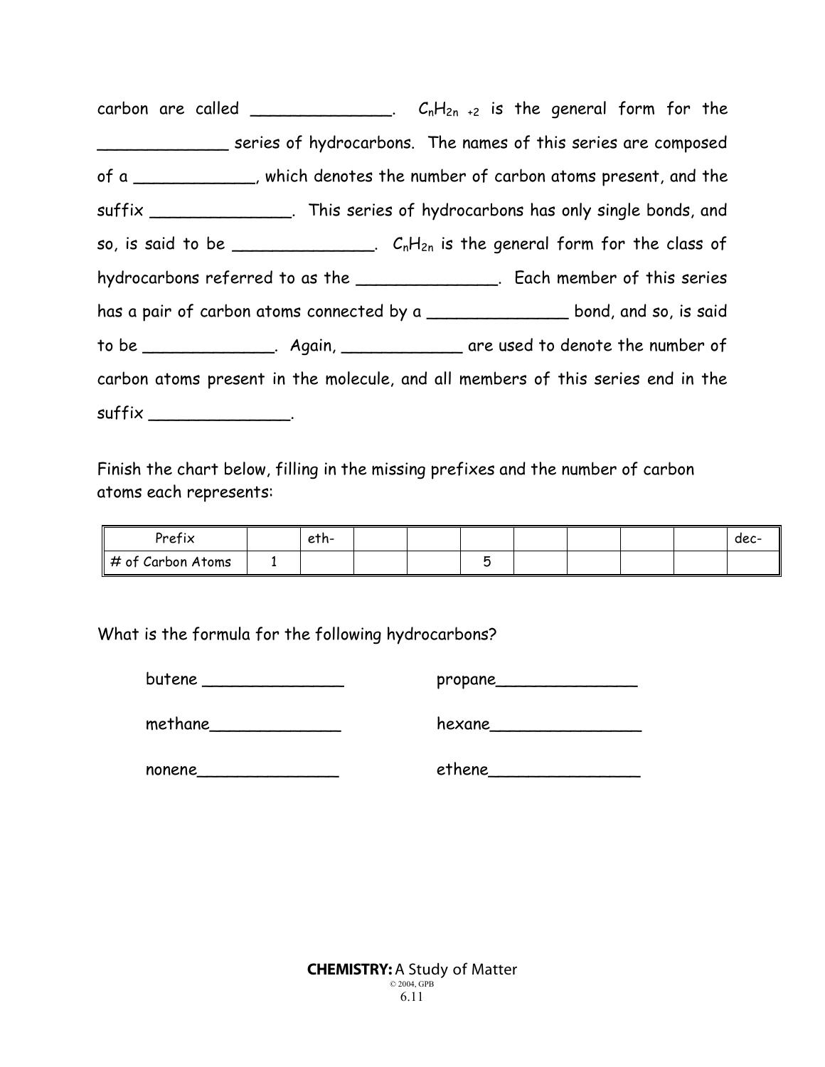carbon are called ______________. $C_nH_{2n+2}$ is the general form for the _____________ series of hydrocarbons. The names of this series are composed of a ____________, which denotes the number of carbon atoms present, and the suffix ______________. This series of hydrocarbons has only single bonds, and so, is said to be ______________. $C_nH_{2n}$ is the general form for the class of hydrocarbons referred to as the ______________. Each member of this series has a pair of carbon atoms connected by a ______________ bond, and so, is said to be _____________. Again, ____________ are used to denote the number of carbon atoms present in the molecule, and all members of this series end in the suffix ______________.

Finish the chart below, filling in the missing prefixes and the number of carbon atoms each represents:

| Prefix | | eth- | | | | | | | | dec- |
|---|---|---|---|---|---|---|---|---|---|---|
| # of Carbon Atoms | 1 | | | | 5 | | | | | |

What is the formula for the following hydrocarbons?

butene ______________ propane______________

methane_____________ hexane_______________

nonene______________ ethene_______________